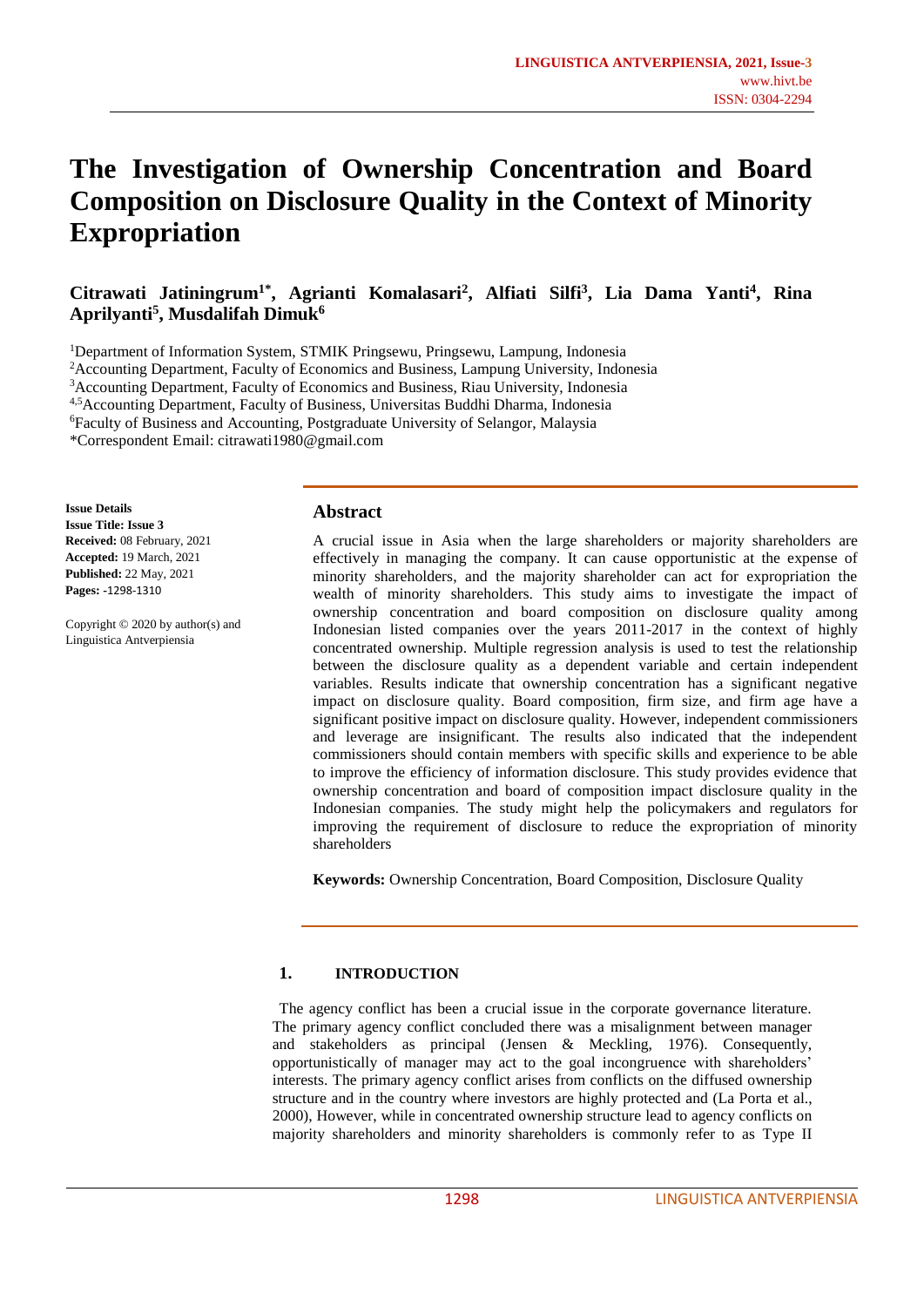# The Investigation of Ownership Concentration and Board Composition on Disclosure Quality in the Context of Minority Expropriation

**Citrawati Jatiningrum[1*], Agrianti Komalasari[2], Alfiati Silfi[3], Lia Dama Yanti[4], Rina Aprilyanti[5], Musdalifah Dimuk[6]**

[1]Department of Information System, STMIK Pringsewu, Pringsewu, Lampung, Indonesia
[2]Accounting Department, Faculty of Economics and Business, Lampung University, Indonesia
[3]Accounting Department, Faculty of Economics and Business, Riau University, Indonesia
[4,5]Accounting Department, Faculty of Business, Universitas Buddhi Dharma, Indonesia
[6]Faculty of Business and Accounting, Postgraduate University of Selangor, Malaysia
*Correspondent Email: citrawati1980@gmail.com

**Issue Details**
**Issue Title: Issue 3**
**Received:** 08 February, 2021
**Accepted:** 19 March, 2021
**Published:** 22 May, 2021
**Pages:** -1298-1310

Copyright © 2020 by author(s) and Linguistica Antverpiensia

## Abstract

A crucial issue in Asia when the large shareholders or majority shareholders are effectively in managing the company. It can cause opportunistic at the expense of minority shareholders, and the majority shareholder can act for expropriation the wealth of minority shareholders. This study aims to investigate the impact of ownership concentration and board composition on disclosure quality among Indonesian listed companies over the years 2011-2017 in the context of highly concentrated ownership. Multiple regression analysis is used to test the relationship between the disclosure quality as a dependent variable and certain independent variables. Results indicate that ownership concentration has a significant negative impact on disclosure quality. Board composition, firm size, and firm age have a significant positive impact on disclosure quality. However, independent commissioners and leverage are insignificant. The results also indicated that the independent commissioners should contain members with specific skills and experience to be able to improve the efficiency of information disclosure. This study provides evidence that ownership concentration and board of composition impact disclosure quality in the Indonesian companies. The study might help the policymakers and regulators for improving the requirement of disclosure to reduce the expropriation of minority shareholders

**Keywords:** Ownership Concentration, Board Composition, Disclosure Quality

## 1. INTRODUCTION

The agency conflict has been a crucial issue in the corporate governance literature. The primary agency conflict concluded there was a misalignment between manager and stakeholders as principal (Jensen & Meckling, 1976). Consequently, opportunistically of manager may act to the goal incongruence with shareholders' interests. The primary agency conflict arises from conflicts on the diffused ownership structure and in the country where investors are highly protected and (La Porta et al., 2000), However, while in concentrated ownership structure lead to agency conflicts on majority shareholders and minority shareholders is commonly refer to as Type II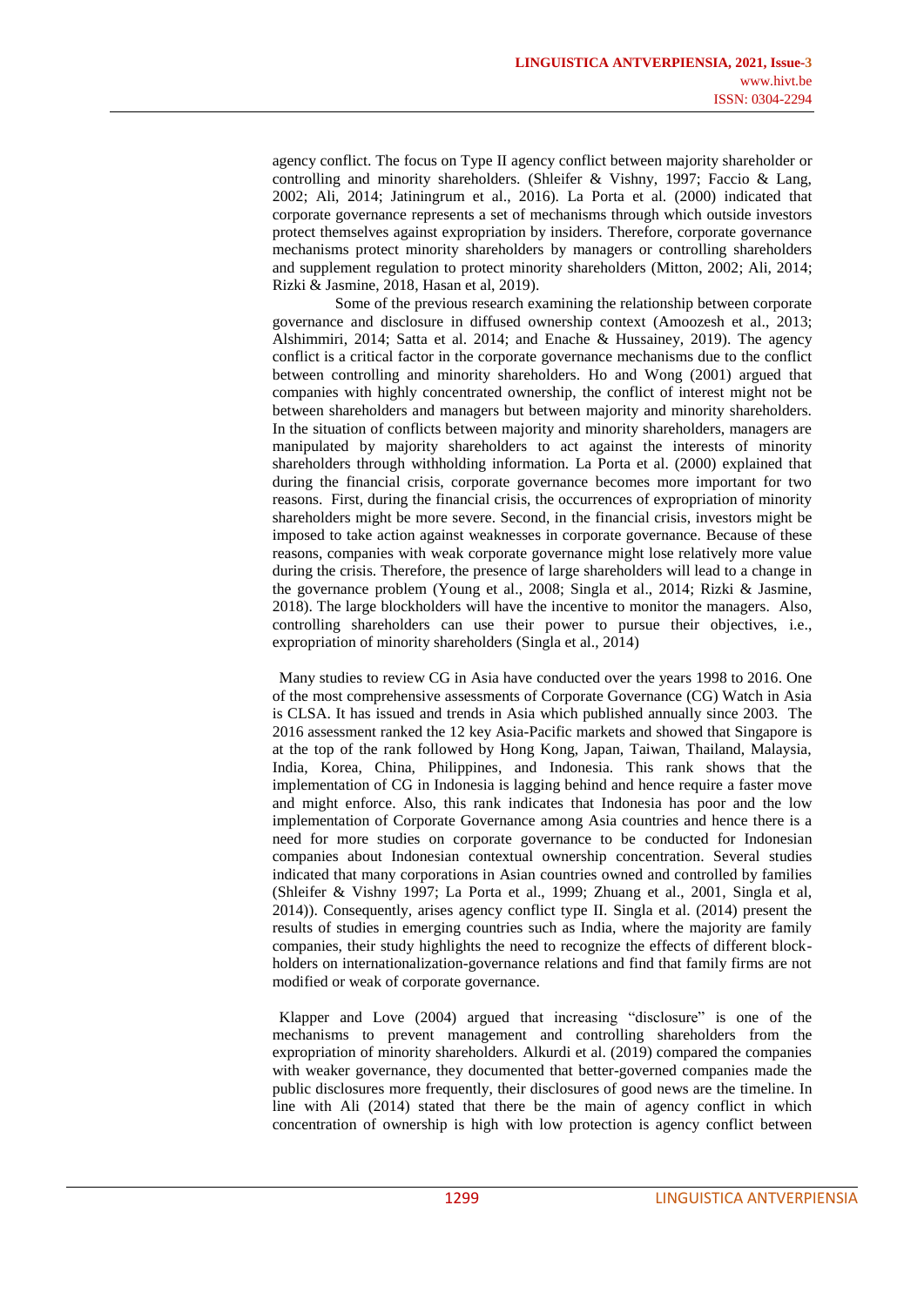agency conflict. The focus on Type II agency conflict between majority shareholder or controlling and minority shareholders. (Shleifer & Vishny, 1997; Faccio & Lang, 2002; Ali, 2014; Jatiningrum et al., 2016). La Porta et al. (2000) indicated that corporate governance represents a set of mechanisms through which outside investors protect themselves against expropriation by insiders. Therefore, corporate governance mechanisms protect minority shareholders by managers or controlling shareholders and supplement regulation to protect minority shareholders (Mitton, 2002; Ali, 2014; Rizki & Jasmine, 2018, Hasan et al, 2019).

Some of the previous research examining the relationship between corporate governance and disclosure in diffused ownership context (Amoozesh et al., 2013; Alshimmiri, 2014; Satta et al. 2014; and Enache & Hussainey, 2019). The agency conflict is a critical factor in the corporate governance mechanisms due to the conflict between controlling and minority shareholders. Ho and Wong (2001) argued that companies with highly concentrated ownership, the conflict of interest might not be between shareholders and managers but between majority and minority shareholders. In the situation of conflicts between majority and minority shareholders, managers are manipulated by majority shareholders to act against the interests of minority shareholders through withholding information. La Porta et al. (2000) explained that during the financial crisis, corporate governance becomes more important for two reasons. First, during the financial crisis, the occurrences of expropriation of minority shareholders might be more severe. Second, in the financial crisis, investors might be imposed to take action against weaknesses in corporate governance. Because of these reasons, companies with weak corporate governance might lose relatively more value during the crisis. Therefore, the presence of large shareholders will lead to a change in the governance problem (Young et al., 2008; Singla et al., 2014; Rizki & Jasmine, 2018). The large blockholders will have the incentive to monitor the managers. Also, controlling shareholders can use their power to pursue their objectives, i.e., expropriation of minority shareholders (Singla et al., 2014)

Many studies to review CG in Asia have conducted over the years 1998 to 2016. One of the most comprehensive assessments of Corporate Governance (CG) Watch in Asia is CLSA. It has issued and trends in Asia which published annually since 2003. The 2016 assessment ranked the 12 key Asia-Pacific markets and showed that Singapore is at the top of the rank followed by Hong Kong, Japan, Taiwan, Thailand, Malaysia, India, Korea, China, Philippines, and Indonesia. This rank shows that the implementation of CG in Indonesia is lagging behind and hence require a faster move and might enforce. Also, this rank indicates that Indonesia has poor and the low implementation of Corporate Governance among Asia countries and hence there is a need for more studies on corporate governance to be conducted for Indonesian companies about Indonesian contextual ownership concentration. Several studies indicated that many corporations in Asian countries owned and controlled by families (Shleifer & Vishny 1997; La Porta et al., 1999; Zhuang et al., 2001, Singla et al, 2014)). Consequently, arises agency conflict type II. Singla et al. (2014) present the results of studies in emerging countries such as India, where the majority are family companies, their study highlights the need to recognize the effects of different block-holders on internationalization-governance relations and find that family firms are not modified or weak of corporate governance.

Klapper and Love (2004) argued that increasing "disclosure" is one of the mechanisms to prevent management and controlling shareholders from the expropriation of minority shareholders. Alkurdi et al. (2019) compared the companies with weaker governance, they documented that better-governed companies made the public disclosures more frequently, their disclosures of good news are the timeline. In line with Ali (2014) stated that there be the main of agency conflict in which concentration of ownership is high with low protection is agency conflict between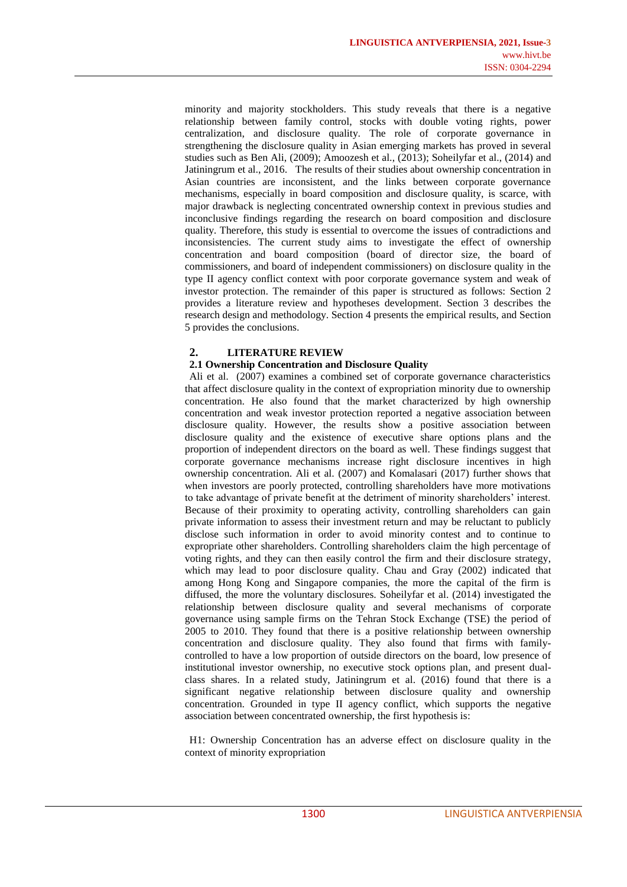minority and majority stockholders. This study reveals that there is a negative relationship between family control, stocks with double voting rights, power centralization, and disclosure quality. The role of corporate governance in strengthening the disclosure quality in Asian emerging markets has proved in several studies such as Ben Ali, (2009); Amoozesh et al., (2013); Soheilyfar et al., (2014) and Jatiningrum et al., 2016. The results of their studies about ownership concentration in Asian countries are inconsistent, and the links between corporate governance mechanisms, especially in board composition and disclosure quality, is scarce, with major drawback is neglecting concentrated ownership context in previous studies and inconclusive findings regarding the research on board composition and disclosure quality. Therefore, this study is essential to overcome the issues of contradictions and inconsistencies. The current study aims to investigate the effect of ownership concentration and board composition (board of director size, the board of commissioners, and board of independent commissioners) on disclosure quality in the type II agency conflict context with poor corporate governance system and weak of investor protection. The remainder of this paper is structured as follows: Section 2 provides a literature review and hypotheses development. Section 3 describes the research design and methodology. Section 4 presents the empirical results, and Section 5 provides the conclusions.

## 2. LITERATURE REVIEW

### 2.1 Ownership Concentration and Disclosure Quality

Ali et al. (2007) examines a combined set of corporate governance characteristics that affect disclosure quality in the context of expropriation minority due to ownership concentration. He also found that the market characterized by high ownership concentration and weak investor protection reported a negative association between disclosure quality. However, the results show a positive association between disclosure quality and the existence of executive share options plans and the proportion of independent directors on the board as well. These findings suggest that corporate governance mechanisms increase right disclosure incentives in high ownership concentration. Ali et al. (2007) and Komalasari (2017) further shows that when investors are poorly protected, controlling shareholders have more motivations to take advantage of private benefit at the detriment of minority shareholders' interest. Because of their proximity to operating activity, controlling shareholders can gain private information to assess their investment return and may be reluctant to publicly disclose such information in order to avoid minority contest and to continue to expropriate other shareholders. Controlling shareholders claim the high percentage of voting rights, and they can then easily control the firm and their disclosure strategy, which may lead to poor disclosure quality. Chau and Gray (2002) indicated that among Hong Kong and Singapore companies, the more the capital of the firm is diffused, the more the voluntary disclosures. Soheilyfar et al. (2014) investigated the relationship between disclosure quality and several mechanisms of corporate governance using sample firms on the Tehran Stock Exchange (TSE) the period of 2005 to 2010. They found that there is a positive relationship between ownership concentration and disclosure quality. They also found that firms with family-controlled to have a low proportion of outside directors on the board, low presence of institutional investor ownership, no executive stock options plan, and present dual-class shares. In a related study, Jatiningrum et al. (2016) found that there is a significant negative relationship between disclosure quality and ownership concentration. Grounded in type II agency conflict, which supports the negative association between concentrated ownership, the first hypothesis is:

H1: Ownership Concentration has an adverse effect on disclosure quality in the context of minority expropriation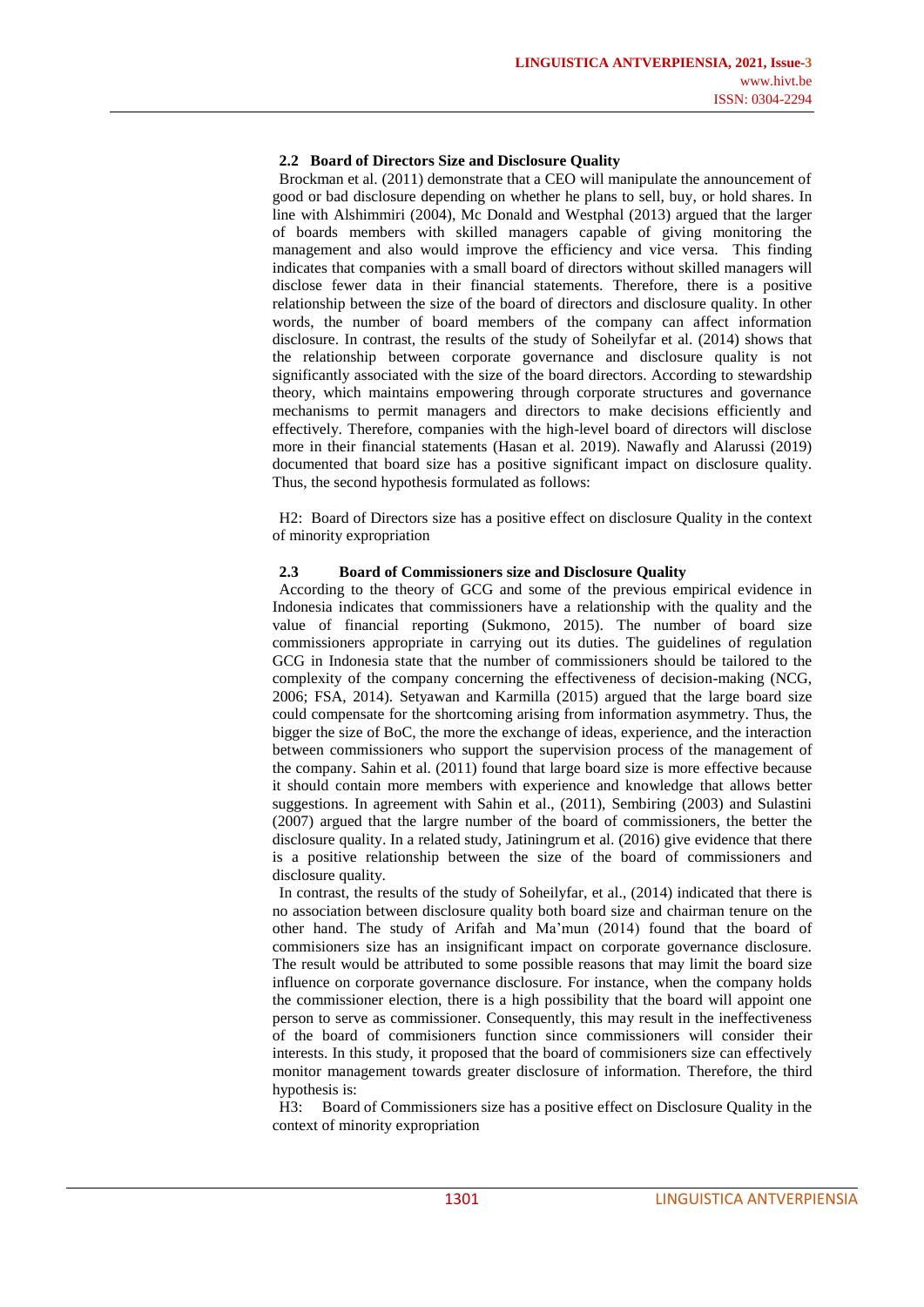### 2.2 Board of Directors Size and Disclosure Quality

Brockman et al. (2011) demonstrate that a CEO will manipulate the announcement of good or bad disclosure depending on whether he plans to sell, buy, or hold shares. In line with Alshimmiri (2004), Mc Donald and Westphal (2013) argued that the larger of boards members with skilled managers capable of giving monitoring the management and also would improve the efficiency and vice versa. This finding indicates that companies with a small board of directors without skilled managers will disclose fewer data in their financial statements. Therefore, there is a positive relationship between the size of the board of directors and disclosure quality. In other words, the number of board members of the company can affect information disclosure. In contrast, the results of the study of Soheilyfar et al. (2014) shows that the relationship between corporate governance and disclosure quality is not significantly associated with the size of the board directors. According to stewardship theory, which maintains empowering through corporate structures and governance mechanisms to permit managers and directors to make decisions efficiently and effectively. Therefore, companies with the high-level board of directors will disclose more in their financial statements (Hasan et al. 2019). Nawafly and Alarussi (2019) documented that board size has a positive significant impact on disclosure quality. Thus, the second hypothesis formulated as follows:

H2: Board of Directors size has a positive effect on disclosure Quality in the context of minority expropriation

### 2.3 Board of Commissioners size and Disclosure Quality

According to the theory of GCG and some of the previous empirical evidence in Indonesia indicates that commissioners have a relationship with the quality and the value of financial reporting (Sukmono, 2015). The number of board size commissioners appropriate in carrying out its duties. The guidelines of regulation GCG in Indonesia state that the number of commissioners should be tailored to the complexity of the company concerning the effectiveness of decision-making (NCG, 2006; FSA, 2014). Setyawan and Karmilla (2015) argued that the large board size could compensate for the shortcoming arising from information asymmetry. Thus, the bigger the size of BoC, the more the exchange of ideas, experience, and the interaction between commissioners who support the supervision process of the management of the company. Sahin et al. (2011) found that large board size is more effective because it should contain more members with experience and knowledge that allows better suggestions. In agreement with Sahin et al., (2011), Sembiring (2003) and Sulastini (2007) argued that the largre number of the board of commissioners, the better the disclosure quality. In a related study, Jatiningrum et al. (2016) give evidence that there is a positive relationship between the size of the board of commissioners and disclosure quality.

In contrast, the results of the study of Soheilyfar, et al., (2014) indicated that there is no association between disclosure quality both board size and chairman tenure on the other hand. The study of Arifah and Ma'mun (2014) found that the board of commisioners size has an insignificant impact on corporate governance disclosure. The result would be attributed to some possible reasons that may limit the board size influence on corporate governance disclosure. For instance, when the company holds the commissioner election, there is a high possibility that the board will appoint one person to serve as commissioner. Consequently, this may result in the ineffectiveness of the board of commisioners function since commissioners will consider their interests. In this study, it proposed that the board of commisioners size can effectively monitor management towards greater disclosure of information. Therefore, the third hypothesis is:

H3: Board of Commissioners size has a positive effect on Disclosure Quality in the context of minority expropriation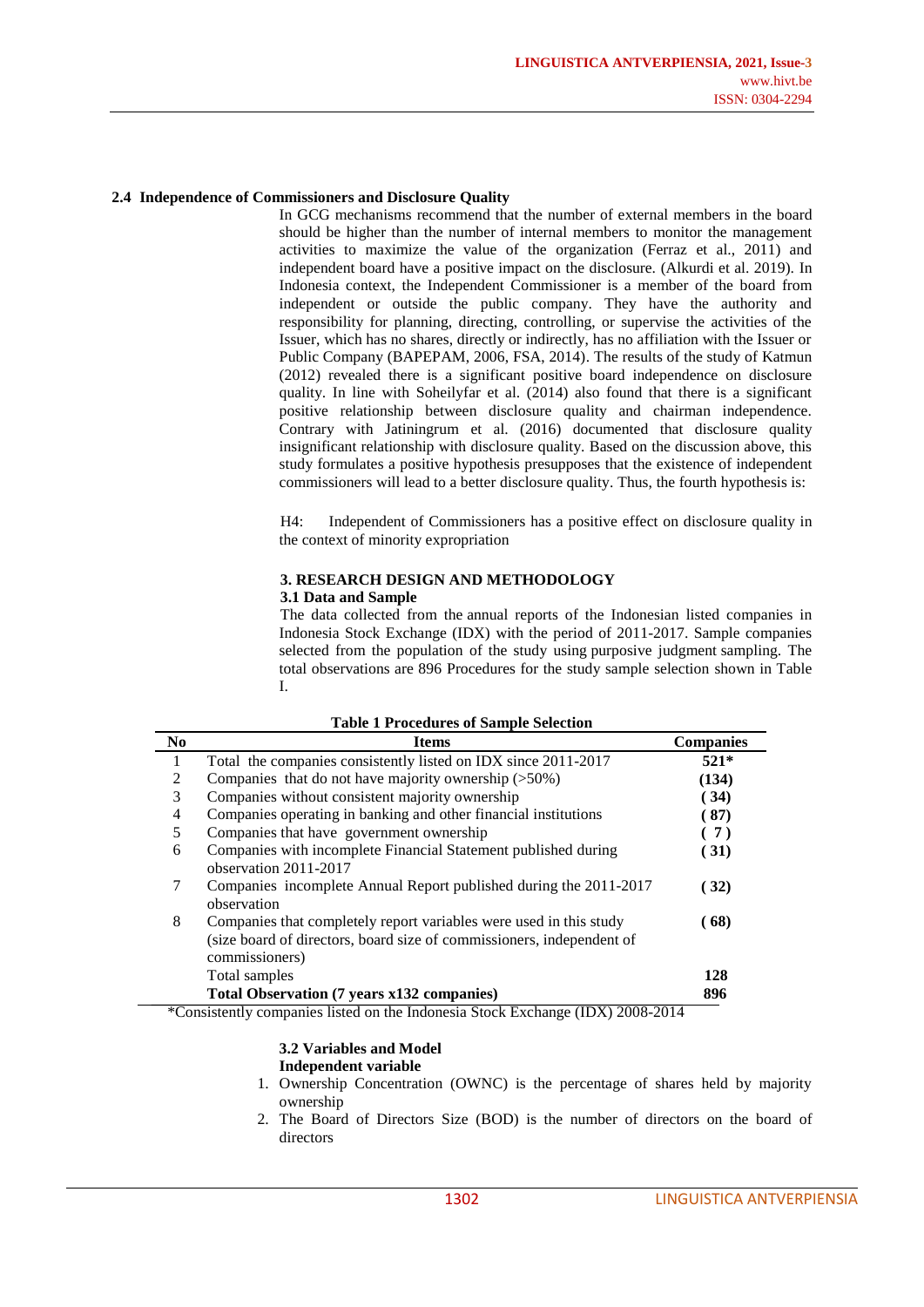### 2.4 Independence of Commissioners and Disclosure Quality

In GCG mechanisms recommend that the number of external members in the board should be higher than the number of internal members to monitor the management activities to maximize the value of the organization (Ferraz et al., 2011) and independent board have a positive impact on the disclosure. (Alkurdi et al. 2019). In Indonesia context, the Independent Commissioner is a member of the board from independent or outside the public company. They have the authority and responsibility for planning, directing, controlling, or supervise the activities of the Issuer, which has no shares, directly or indirectly, has no affiliation with the Issuer or Public Company (BAPEPAM, 2006, FSA, 2014). The results of the study of Katmun (2012) revealed there is a significant positive board independence on disclosure quality. In line with Soheilyfar et al. (2014) also found that there is a significant positive relationship between disclosure quality and chairman independence. Contrary with Jatiningrum et al. (2016) documented that disclosure quality insignificant relationship with disclosure quality. Based on the discussion above, this study formulates a positive hypothesis presupposes that the existence of independent commissioners will lead to a better disclosure quality. Thus, the fourth hypothesis is:

H4: Independent of Commissioners has a positive effect on disclosure quality in the context of minority expropriation

## 3. RESEARCH DESIGN AND METHODOLOGY

### 3.1 Data and Sample

The data collected from the annual reports of the Indonesian listed companies in Indonesia Stock Exchange (IDX) with the period of 2011-2017. Sample companies selected from the population of the study using purposive judgment sampling. The total observations are 896 Procedures for the study sample selection shown in Table I.

**Table 1 Procedures of Sample Selection**

| No | Items | Companies |
|---|---|---|
| 1 | Total the companies consistently listed on IDX since 2011-2017 | **521*** |
| 2 | Companies that do not have majority ownership (>50%) | **(134)** |
| 3 | Companies without consistent majority ownership | **( 34)** |
| 4 | Companies operating in banking and other financial institutions | **( 87)** |
| 5 | Companies that have government ownership | **( 7 )** |
| 6 | Companies with incomplete Financial Statement published during observation 2011-2017 | **( 31)** |
| 7 | Companies incomplete Annual Report published during the 2011-2017 observation | **( 32)** |
| 8 | Companies that completely report variables were used in this study (size board of directors, board size of commissioners, independent of commissioners) | **( 68)** |
| | Total samples | **128** |
| | **Total Observation (7 years x132 companies)** | **896** |

*Consistently companies listed on the Indonesia Stock Exchange (IDX) 2008-2014

### 3.2 Variables and Model

**Independent variable**

1. Ownership Concentration (OWNC) is the percentage of shares held by majority ownership
2. The Board of Directors Size (BOD) is the number of directors on the board of directors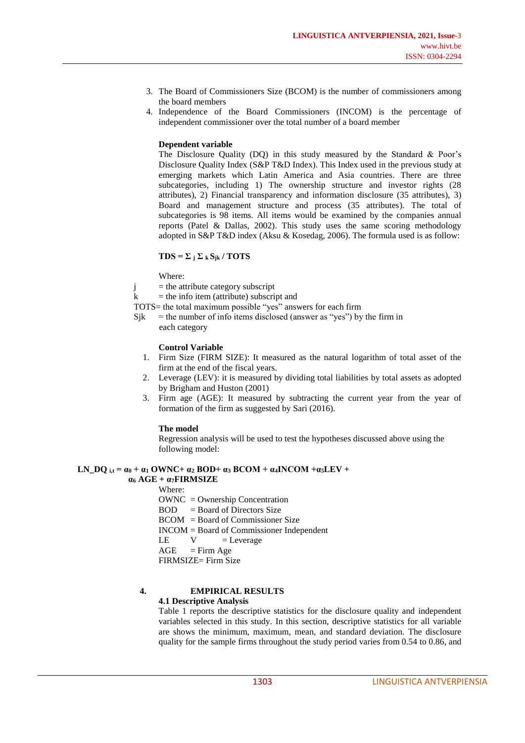3. The Board of Commissioners Size (BCOM) is the number of commissioners among the board members
4. Independence of the Board Commissioners (INCOM) is the percentage of independent commissioner over the total number of a board member

**Dependent variable**

The Disclosure Quality (DQ) in this study measured by the Standard & Poor's Disclosure Quality Index (S&P T&D Index). This Index used in the previous study at emerging markets which Latin America and Asia countries. There are three subcategories, including 1) The ownership structure and investor rights (28 attributes), 2) Financial transparency and information disclosure (35 attributes), 3) Board and management structure and process (35 attributes). The total of subcategories is 98 items. All items would be examined by the companies annual reports (Patel & Dallas, 2002). This study uses the same scoring methodology adopted in S&P T&D index (Aksu & Kosedag, 2006). The formula used is as follow:

$$\mathbf{TDS = \Sigma_j \Sigma_k S_{jk} / TOTS}$$

Where:

j = the attribute category subscript

k = the info item (attribute) subscript and

TOTS= the total maximum possible "yes" answers for each firm

Sjk = the number of info items disclosed (answer as "yes") by the firm in each category

**Control Variable**

1. Firm Size (FIRM SIZE): It measured as the natural logarithm of total asset of the firm at the end of the fiscal years.
2. Leverage (LEV): it is measured by dividing total liabilities by total assets as adopted by Brigham and Huston (2001)
3. Firm age (AGE): It measured by subtracting the current year from the year of formation of the firm as suggested by Sari (2016).

**The model**

Regression analysis will be used to test the hypotheses discussed above using the following model:

$$\mathbf{LN\_DQ_{i,t} = \alpha_0 + \alpha_1\, OWNC + \alpha_2\, BOD + \alpha_3\, BCOM + \alpha_4 INCOM + \alpha_5 LEV + \alpha_6\, AGE + \alpha_7 FIRMSIZE}$$

Where:

OWNC = Ownership Concentration

BOD = Board of Directors Size

BCOM = Board of Commissioner Size

INCOM = Board of Commissioner Independent

LEV = Leverage

AGE = Firm Age

FIRMSIZE= Firm Size

## 4. EMPIRICAL RESULTS

### 4.1 Descriptive Analysis

Table 1 reports the descriptive statistics for the disclosure quality and independent variables selected in this study. In this section, descriptive statistics for all variable are shows the minimum, maximum, mean, and standard deviation. The disclosure quality for the sample firms throughout the study period varies from 0.54 to 0.86, and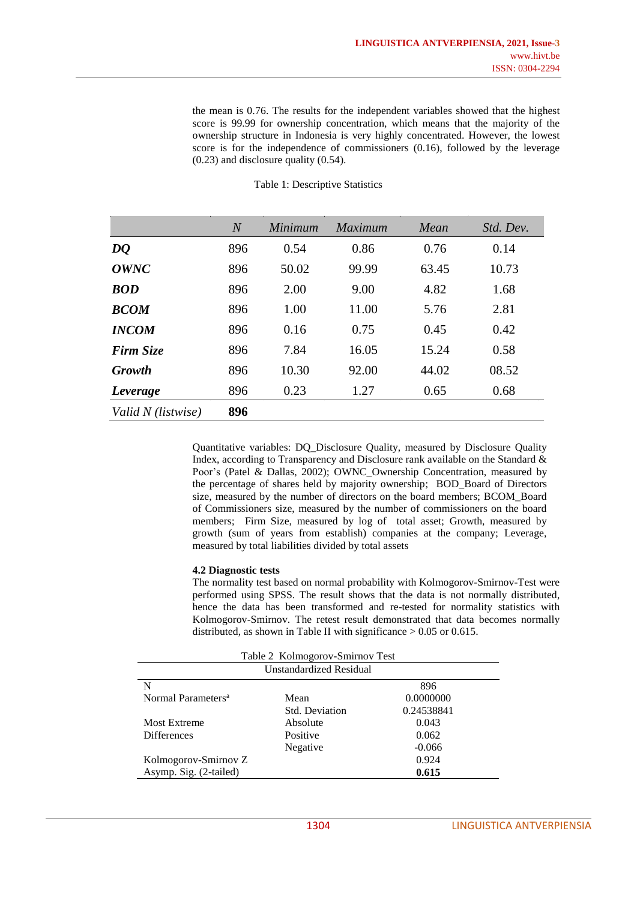the mean is 0.76. The results for the independent variables showed that the highest score is 99.99 for ownership concentration, which means that the majority of the ownership structure in Indonesia is very highly concentrated. However, the lowest score is for the independence of commissioners (0.16), followed by the leverage (0.23) and disclosure quality (0.54).

Table 1: Descriptive Statistics

| | *N* | *Minimum* | *Maximum* | *Mean* | *Std. Dev.* |
|---|---|---|---|---|---|
| ***DQ*** | 896 | 0.54 | 0.86 | 0.76 | 0.14 |
| ***OWNC*** | 896 | 50.02 | 99.99 | 63.45 | 10.73 |
| ***BOD*** | 896 | 2.00 | 9.00 | 4.82 | 1.68 |
| ***BCOM*** | 896 | 1.00 | 11.00 | 5.76 | 2.81 |
| ***INCOM*** | 896 | 0.16 | 0.75 | 0.45 | 0.42 |
| ***Firm Size*** | 896 | 7.84 | 16.05 | 15.24 | 0.58 |
| ***Growth*** | 896 | 10.30 | 92.00 | 44.02 | 08.52 |
| ***Leverage*** | 896 | 0.23 | 1.27 | 0.65 | 0.68 |
| *Valid N (listwise)* | **896** | | | | |

Quantitative variables: DQ_Disclosure Quality, measured by Disclosure Quality Index, according to Transparency and Disclosure rank available on the Standard & Poor's (Patel & Dallas, 2002); OWNC_Ownership Concentration, measured by the percentage of shares held by majority ownership; BOD_Board of Directors size, measured by the number of directors on the board members; BCOM_Board of Commissioners size, measured by the number of commissioners on the board members; Firm Size, measured by log of total asset; Growth, measured by growth (sum of years from establish) companies at the company; Leverage, measured by total liabilities divided by total assets

**4.2 Diagnostic tests**

The normality test based on normal probability with Kolmogorov-Smirnov-Test were performed using SPSS. The result shows that the data is not normally distributed, hence the data has been transformed and re-tested for normality statistics with Kolmogorov-Smirnov. The retest result demonstrated that data becomes normally distributed, as shown in Table II with significance > 0.05 or 0.615.

Table 2 Kolmogorov-Smirnov Test

| Unstandardized Residual | | |
|---|---|---|
| N | | 896 |
| Normal Parameters[a] | Mean | 0.0000000 |
| | Std. Deviation | 0.24538841 |
| Most Extreme Differences | Absolute | 0.043 |
| | Positive | 0.062 |
| | Negative | -0.066 |
| Kolmogorov-Smirnov Z | | 0.924 |
| Asymp. Sig. (2-tailed) | | **0.615** |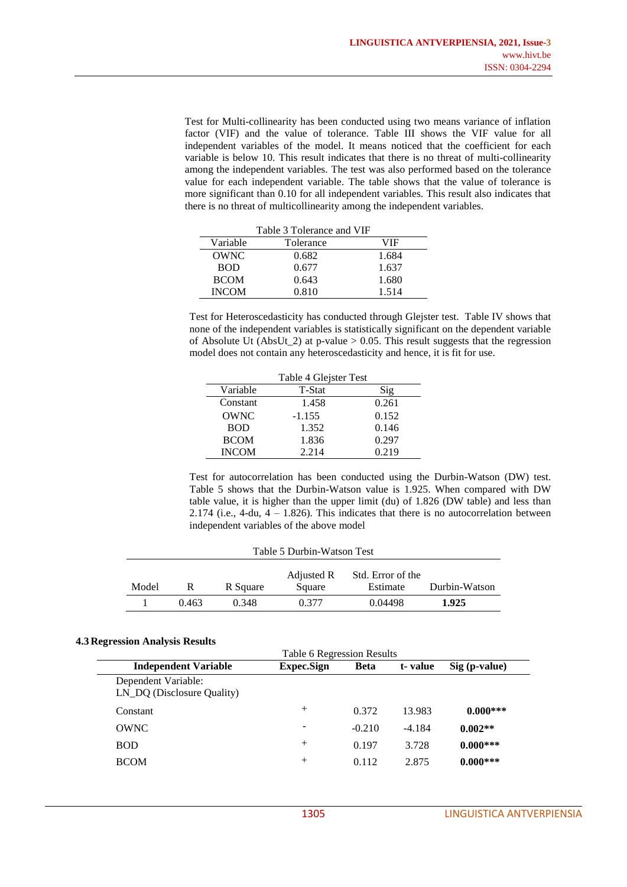Test for Multi-collinearity has been conducted using two means variance of inflation factor (VIF) and the value of tolerance. Table III shows the VIF value for all independent variables of the model. It means noticed that the coefficient for each variable is below 10. This result indicates that there is no threat of multi-collinearity among the independent variables. The test was also performed based on the tolerance value for each independent variable. The table shows that the value of tolerance is more significant than 0.10 for all independent variables. This result also indicates that there is no threat of multicollinearity among the independent variables.

Table 3 Tolerance and VIF

| Variable | Tolerance | VIF |
|---|---|---|
| OWNC | 0.682 | 1.684 |
| BOD | 0.677 | 1.637 |
| BCOM | 0.643 | 1.680 |
| INCOM | 0.810 | 1.514 |

Test for Heteroscedasticity has conducted through Glejster test. Table IV shows that none of the independent variables is statistically significant on the dependent variable of Absolute Ut (AbsUt_2) at p-value > 0.05. This result suggests that the regression model does not contain any heteroscedasticity and hence, it is fit for use.

Table 4 Glejster Test

| Variable | T-Stat | Sig |
|---|---|---|
| Constant | 1.458 | 0.261 |
| OWNC | -1.155 | 0.152 |
| BOD | 1.352 | 0.146 |
| BCOM | 1.836 | 0.297 |
| INCOM | 2.214 | 0.219 |

Test for autocorrelation has been conducted using the Durbin-Watson (DW) test. Table 5 shows that the Durbin-Watson value is 1.925. When compared with DW table value, it is higher than the upper limit (du) of 1.826 (DW table) and less than 2.174 (i.e., 4-du, 4 – 1.826). This indicates that there is no autocorrelation between independent variables of the above model

Table 5 Durbin-Watson Test

| Model | R | R Square | Adjusted R Square | Std. Error of the Estimate | Durbin-Watson |
|---|---|---|---|---|---|
| 1 | 0.463 | 0.348 | 0.377 | 0.04498 | **1.925** |

### 4.3 Regression Analysis Results

Table 6 Regression Results

| **Independent Variable** | **Expec.Sign** | **Beta** | **t- value** | **Sig (p-value)** |
|---|---|---|---|---|
| Dependent Variable: LN_DQ (Disclosure Quality) | | | | |
| Constant | + | 0.372 | 13.983 | **0.000*** ** |
| OWNC | - | -0.210 | -4.184 | **0.002** ** |
| BOD | + | 0.197 | 3.728 | **0.000*** ** |
| BCOM | + | 0.112 | 2.875 | **0.000*** ** |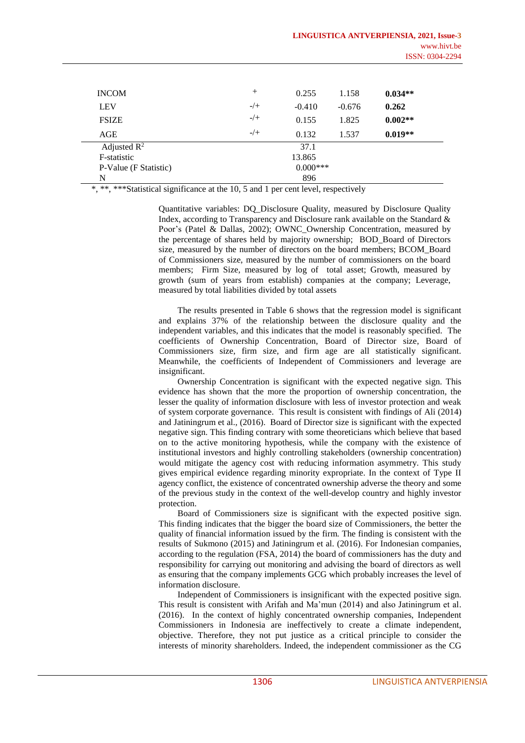| | | | | |
|---|---|---|---|---|
| INCOM | + | 0.255 | 1.158 | **0.034**** |
| LEV | -/+ | -0.410 | -0.676 | **0.262** |
| FSIZE | -/+ | 0.155 | 1.825 | **0.002**** |
| AGE | -/+ | 0.132 | 1.537 | **0.019**** |
| Adjusted $R^2$ | | 37.1 | | |
| F-statistic | | 13.865 | | |
| P-Value (F Statistic) | | 0.000*** | | |
| N | | 896 | | |

*, **, ***Statistical significance at the 10, 5 and 1 per cent level, respectively

Quantitative variables: DQ_Disclosure Quality, measured by Disclosure Quality Index, according to Transparency and Disclosure rank available on the Standard & Poor's (Patel & Dallas, 2002); OWNC_Ownership Concentration, measured by the percentage of shares held by majority ownership; BOD_Board of Directors size, measured by the number of directors on the board members; BCOM_Board of Commissioners size, measured by the number of commissioners on the board members; Firm Size, measured by log of total asset; Growth, measured by growth (sum of years from establish) companies at the company; Leverage, measured by total liabilities divided by total assets

The results presented in Table 6 shows that the regression model is significant and explains 37% of the relationship between the disclosure quality and the independent variables, and this indicates that the model is reasonably specified. The coefficients of Ownership Concentration, Board of Director size, Board of Commissioners size, firm size, and firm age are all statistically significant. Meanwhile, the coefficients of Independent of Commissioners and leverage are insignificant.

Ownership Concentration is significant with the expected negative sign. This evidence has shown that the more the proportion of ownership concentration, the lesser the quality of information disclosure with less of investor protection and weak of system corporate governance. This result is consistent with findings of Ali (2014) and Jatiningrum et al., (2016). Board of Director size is significant with the expected negative sign. This finding contrary with some theoreticians which believe that based on to the active monitoring hypothesis, while the company with the existence of institutional investors and highly controlling stakeholders (ownership concentration) would mitigate the agency cost with reducing information asymmetry. This study gives empirical evidence regarding minority expropriate. In the context of Type II agency conflict, the existence of concentrated ownership adverse the theory and some of the previous study in the context of the well-develop country and highly investor protection.

Board of Commissioners size is significant with the expected positive sign. This finding indicates that the bigger the board size of Commissioners, the better the quality of financial information issued by the firm. The finding is consistent with the results of Sukmono (2015) and Jatiningrum et al. (2016). For Indonesian companies, according to the regulation (FSA, 2014) the board of commissioners has the duty and responsibility for carrying out monitoring and advising the board of directors as well as ensuring that the company implements GCG which probably increases the level of information disclosure.

Independent of Commissioners is insignificant with the expected positive sign. This result is consistent with Arifah and Ma'mun (2014) and also Jatiningrum et al. (2016). In the context of highly concentrated ownership companies, Independent Commissioners in Indonesia are ineffectively to create a climate independent, objective. Therefore, they not put justice as a critical principle to consider the interests of minority shareholders. Indeed, the independent commissioner as the CG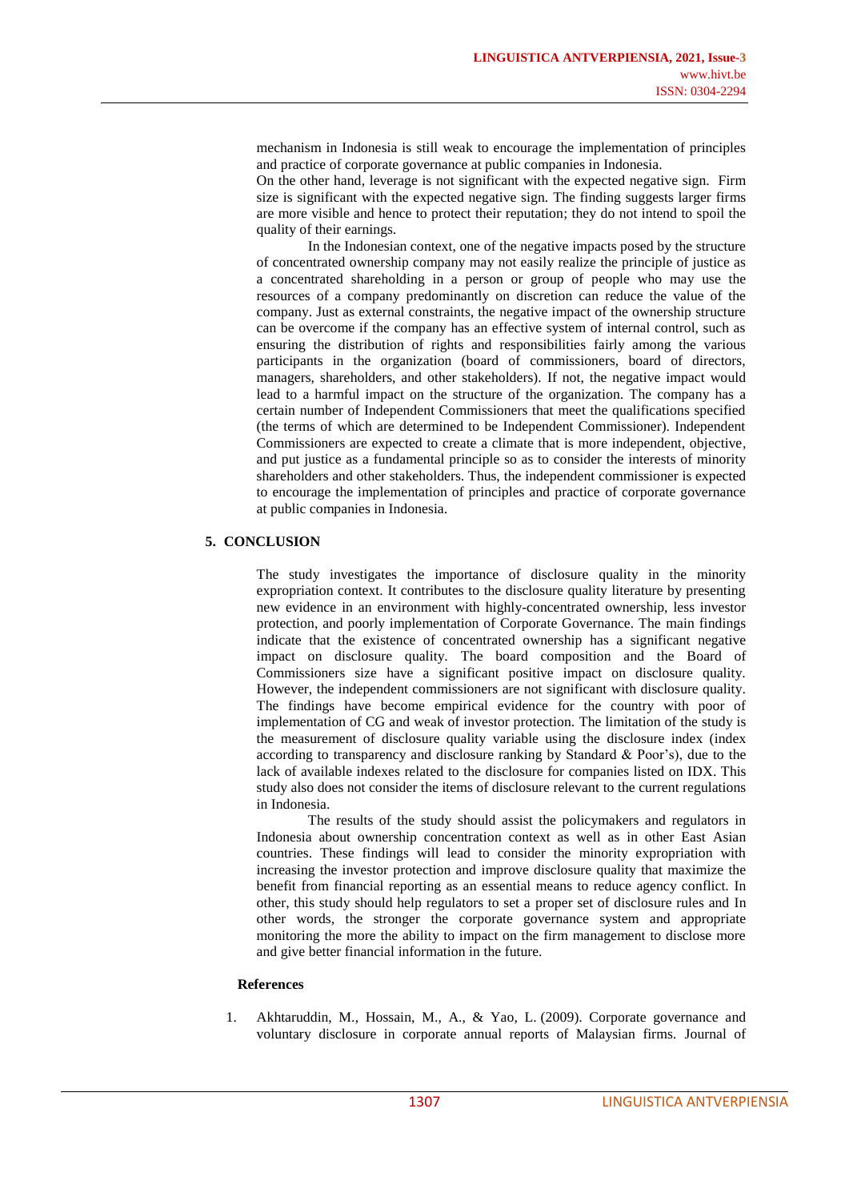mechanism in Indonesia is still weak to encourage the implementation of principles and practice of corporate governance at public companies in Indonesia.

On the other hand, leverage is not significant with the expected negative sign. Firm size is significant with the expected negative sign. The finding suggests larger firms are more visible and hence to protect their reputation; they do not intend to spoil the quality of their earnings.

In the Indonesian context, one of the negative impacts posed by the structure of concentrated ownership company may not easily realize the principle of justice as a concentrated shareholding in a person or group of people who may use the resources of a company predominantly on discretion can reduce the value of the company. Just as external constraints, the negative impact of the ownership structure can be overcome if the company has an effective system of internal control, such as ensuring the distribution of rights and responsibilities fairly among the various participants in the organization (board of commissioners, board of directors, managers, shareholders, and other stakeholders). If not, the negative impact would lead to a harmful impact on the structure of the organization. The company has a certain number of Independent Commissioners that meet the qualifications specified (the terms of which are determined to be Independent Commissioner). Independent Commissioners are expected to create a climate that is more independent, objective, and put justice as a fundamental principle so as to consider the interests of minority shareholders and other stakeholders. Thus, the independent commissioner is expected to encourage the implementation of principles and practice of corporate governance at public companies in Indonesia.

## 5. CONCLUSION

The study investigates the importance of disclosure quality in the minority expropriation context. It contributes to the disclosure quality literature by presenting new evidence in an environment with highly-concentrated ownership, less investor protection, and poorly implementation of Corporate Governance. The main findings indicate that the existence of concentrated ownership has a significant negative impact on disclosure quality. The board composition and the Board of Commissioners size have a significant positive impact on disclosure quality. However, the independent commissioners are not significant with disclosure quality. The findings have become empirical evidence for the country with poor of implementation of CG and weak of investor protection. The limitation of the study is the measurement of disclosure quality variable using the disclosure index (index according to transparency and disclosure ranking by Standard & Poor's), due to the lack of available indexes related to the disclosure for companies listed on IDX. This study also does not consider the items of disclosure relevant to the current regulations in Indonesia.

The results of the study should assist the policymakers and regulators in Indonesia about ownership concentration context as well as in other East Asian countries. These findings will lead to consider the minority expropriation with increasing the investor protection and improve disclosure quality that maximize the benefit from financial reporting as an essential means to reduce agency conflict. In other, this study should help regulators to set a proper set of disclosure rules and In other words, the stronger the corporate governance system and appropriate monitoring the more the ability to impact on the firm management to disclose more and give better financial information in the future.

### References

1. Akhtaruddin, M., Hossain, M., A., & Yao, L. (2009). Corporate governance and voluntary disclosure in corporate annual reports of Malaysian firms. Journal of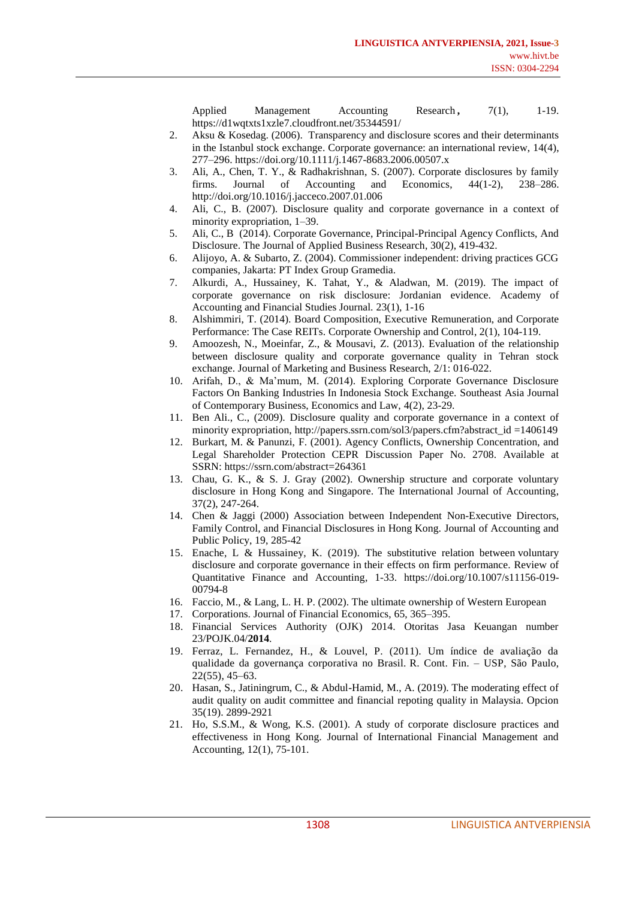Applied Management Accounting Research，7(1), 1-19. https://d1wqtxts1xzle7.cloudfront.net/35344591/

2. Aksu & Kosedag. (2006). Transparency and disclosure scores and their determinants in the Istanbul stock exchange. Corporate governance: an international review, 14(4), 277–296. https://doi.org/10.1111/j.1467-8683.2006.00507.x
3. Ali, A., Chen, T. Y., & Radhakrishnan, S. (2007). Corporate disclosures by family firms. Journal of Accounting and Economics, 44(1-2), 238–286. http://doi.org/10.1016/j.jacceco.2007.01.006
4. Ali, C., B. (2007). Disclosure quality and corporate governance in a context of minority expropriation, 1–39.
5. Ali, C., B (2014). Corporate Governance, Principal-Principal Agency Conflicts, And Disclosure. The Journal of Applied Business Research, 30(2), 419-432.
6. Alijoyo, A. & Subarto, Z. (2004). Commissioner independent: driving practices GCG companies, Jakarta: PT Index Group Gramedia.
7. Alkurdi, A., Hussainey, K. Tahat, Y., & Aladwan, M. (2019). The impact of corporate governance on risk disclosure: Jordanian evidence. Academy of Accounting and Financial Studies Journal. 23(1), 1-16
8. Alshimmiri, T. (2014). Board Composition, Executive Remuneration, and Corporate Performance: The Case REITs. Corporate Ownership and Control, 2(1), 104-119.
9. Amoozesh, N., Moeinfar, Z., & Mousavi, Z. (2013). Evaluation of the relationship between disclosure quality and corporate governance quality in Tehran stock exchange. Journal of Marketing and Business Research, 2/1: 016-022.
10. Arifah, D., & Ma'mum, M. (2014). Exploring Corporate Governance Disclosure Factors On Banking Industries In Indonesia Stock Exchange. Southeast Asia Journal of Contemporary Business, Economics and Law, 4(2), 23-29.
11. Ben Ali., C., (2009). Disclosure quality and corporate governance in a context of minority expropriation, http://papers.ssrn.com/sol3/papers.cfm?abstract_id =1406149
12. Burkart, M. & Panunzi, F. (2001). Agency Conflicts, Ownership Concentration, and Legal Shareholder Protection CEPR Discussion Paper No. 2708. Available at SSRN: https://ssrn.com/abstract=264361
13. Chau, G. K., & S. J. Gray (2002). Ownership structure and corporate voluntary disclosure in Hong Kong and Singapore. The International Journal of Accounting, 37(2), 247-264.
14. Chen & Jaggi (2000) Association between Independent Non-Executive Directors, Family Control, and Financial Disclosures in Hong Kong. Journal of Accounting and Public Policy, 19, 285-42
15. Enache, L & Hussainey, K. (2019). The substitutive relation between voluntary disclosure and corporate governance in their effects on firm performance. Review of Quantitative Finance and Accounting, 1-33. https://doi.org/10.1007/s11156-019-00794-8
16. Faccio, M., & Lang, L. H. P. (2002). The ultimate ownership of Western European
17. Corporations. Journal of Financial Economics, 65, 365–395.
18. Financial Services Authority (OJK) 2014. Otoritas Jasa Keuangan number 23/POJK.04/**2014**.
19. Ferraz, L. Fernandez, H., & Louvel, P. (2011). Um índice de avaliação da qualidade da governança corporativa no Brasil. R. Cont. Fin. – USP, São Paulo, 22(55), 45–63.
20. Hasan, S., Jatiningrum, C., & Abdul-Hamid, M., A. (2019). The moderating effect of audit quality on audit committee and financial repoting quality in Malaysia. Opcion 35(19). 2899-2921
21. Ho, S.S.M., & Wong, K.S. (2001). A study of corporate disclosure practices and effectiveness in Hong Kong. Journal of International Financial Management and Accounting, 12(1), 75-101.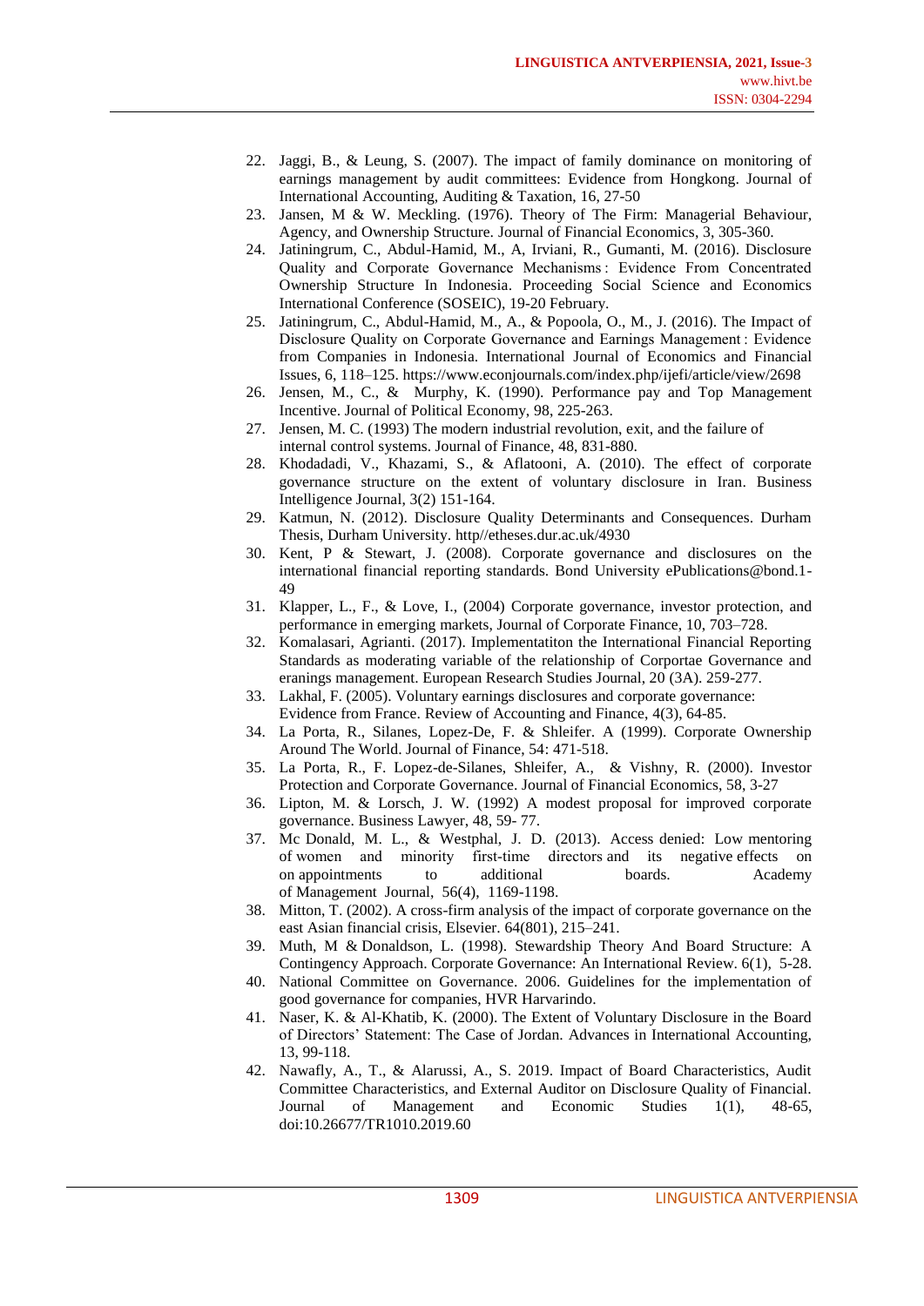22. Jaggi, B., & Leung, S. (2007). The impact of family dominance on monitoring of earnings management by audit committees: Evidence from Hongkong. Journal of International Accounting, Auditing & Taxation, 16, 27-50
23. Jansen, M & W. Meckling. (1976). Theory of The Firm: Managerial Behaviour, Agency, and Ownership Structure. Journal of Financial Economics, 3, 305-360.
24. Jatiningrum, C., Abdul-Hamid, M., A, Irviani, R., Gumanti, M. (2016). Disclosure Quality and Corporate Governance Mechanisms : Evidence From Concentrated Ownership Structure In Indonesia. Proceeding Social Science and Economics International Conference (SOSEIC), 19-20 February.
25. Jatiningrum, C., Abdul-Hamid, M., A., & Popoola, O., M., J. (2016). The Impact of Disclosure Quality on Corporate Governance and Earnings Management : Evidence from Companies in Indonesia. International Journal of Economics and Financial Issues, 6, 118–125. https://www.econjournals.com/index.php/ijefi/article/view/2698
26. Jensen, M., C., & Murphy, K. (1990). Performance pay and Top Management Incentive. Journal of Political Economy, 98, 225-263.
27. Jensen, M. C. (1993) The modern industrial revolution, exit, and the failure of internal control systems. Journal of Finance, 48, 831-880.
28. Khodadadi, V., Khazami, S., & Aflatooni, A. (2010). The effect of corporate governance structure on the extent of voluntary disclosure in Iran. Business Intelligence Journal, 3(2) 151-164.
29. Katmun, N. (2012). Disclosure Quality Determinants and Consequences. Durham Thesis, Durham University. http//etheses.dur.ac.uk/4930
30. Kent, P & Stewart, J. (2008). Corporate governance and disclosures on the international financial reporting standards. Bond University ePublications@bond.1-49
31. Klapper, L., F., & Love, I., (2004) Corporate governance, investor protection, and performance in emerging markets, Journal of Corporate Finance, 10, 703–728.
32. Komalasari, Agrianti. (2017). Implementatiton the International Financial Reporting Standards as moderating variable of the relationship of Corportae Governance and eranings management. European Research Studies Journal, 20 (3A). 259-277.
33. Lakhal, F. (2005). Voluntary earnings disclosures and corporate governance: Evidence from France. Review of Accounting and Finance, 4(3), 64-85.
34. La Porta, R., Silanes, Lopez-De, F. & Shleifer. A (1999). Corporate Ownership Around The World. Journal of Finance, 54: 471-518.
35. La Porta, R., F. Lopez-de-Silanes, Shleifer, A., & Vishny, R. (2000). Investor Protection and Corporate Governance. Journal of Financial Economics, 58, 3-27
36. Lipton, M. & Lorsch, J. W. (1992) A modest proposal for improved corporate governance. Business Lawyer, 48, 59- 77.
37. Mc Donald, M. L., & Westphal, J. D. (2013). Access denied: Low mentoring of women and minority first-time directors and its negative effects on on appointments to additional boards. Academy of Management Journal, 56(4), 1169-1198.
38. Mitton, T. (2002). A cross-firm analysis of the impact of corporate governance on the east Asian financial crisis, Elsevier. 64(801), 215–241.
39. Muth, M & Donaldson, L. (1998). Stewardship Theory And Board Structure: A Contingency Approach. Corporate Governance: An International Review. 6(1), 5-28.
40. National Committee on Governance. 2006. Guidelines for the implementation of good governance for companies, HVR Harvarindo.
41. Naser, K. & Al-Khatib, K. (2000). The Extent of Voluntary Disclosure in the Board of Directors' Statement: The Case of Jordan. Advances in International Accounting, 13, 99-118.
42. Nawafly, A., T., & Alarussi, A., S. 2019. Impact of Board Characteristics, Audit Committee Characteristics, and External Auditor on Disclosure Quality of Financial. Journal of Management and Economic Studies 1(1), 48-65, doi:10.26677/TR1010.2019.60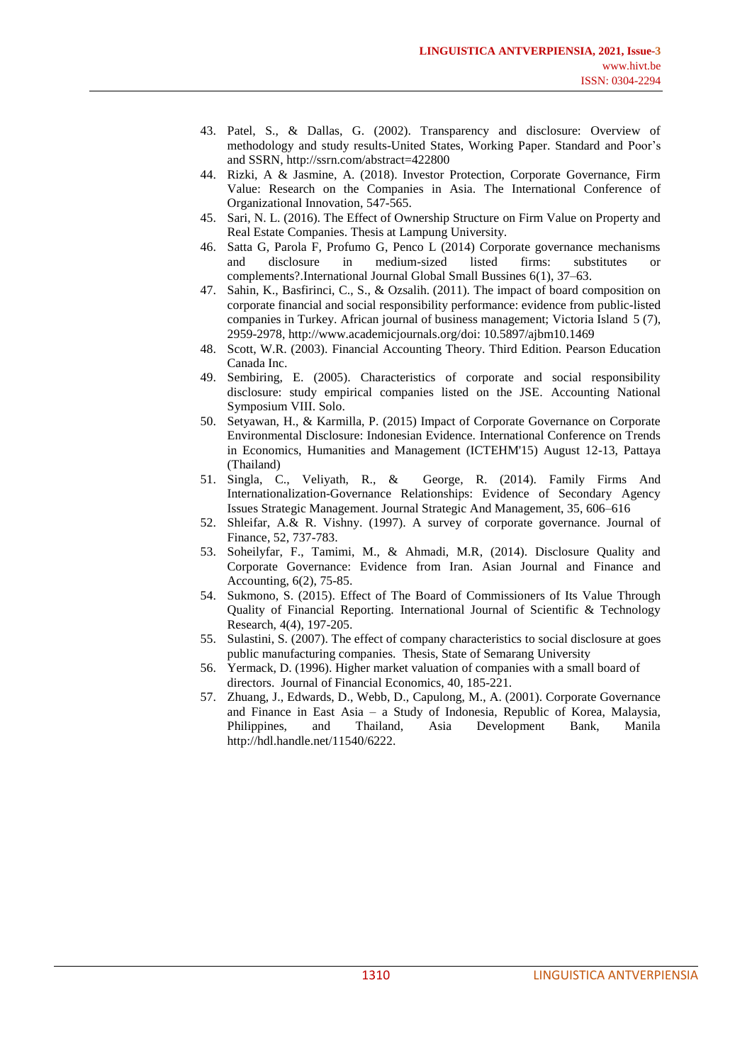43. Patel, S., & Dallas, G. (2002). Transparency and disclosure: Overview of methodology and study results-United States, Working Paper. Standard and Poor's and SSRN, http://ssrn.com/abstract=422800
44. Rizki, A & Jasmine, A. (2018). Investor Protection, Corporate Governance, Firm Value: Research on the Companies in Asia. The International Conference of Organizational Innovation, 547-565.
45. Sari, N. L. (2016). The Effect of Ownership Structure on Firm Value on Property and Real Estate Companies. Thesis at Lampung University.
46. Satta G, Parola F, Profumo G, Penco L (2014) Corporate governance mechanisms and disclosure in medium-sized listed firms: substitutes or complements?.International Journal Global Small Bussines 6(1), 37–63.
47. Sahin, K., Basfirinci, C., S., & Ozsalih. (2011). The impact of board composition on corporate financial and social responsibility performance: evidence from public-listed companies in Turkey. African journal of business management; Victoria Island 5 (7), 2959-2978, http://www.academicjournals.org/doi: 10.5897/ajbm10.1469
48. Scott, W.R. (2003). Financial Accounting Theory. Third Edition. Pearson Education Canada Inc.
49. Sembiring, E. (2005). Characteristics of corporate and social responsibility disclosure: study empirical companies listed on the JSE. Accounting National Symposium VIII. Solo.
50. Setyawan, H., & Karmilla, P. (2015) Impact of Corporate Governance on Corporate Environmental Disclosure: Indonesian Evidence. International Conference on Trends in Economics, Humanities and Management (ICTEHM'15) August 12-13, Pattaya (Thailand)
51. Singla, C., Veliyath, R., & George, R. (2014). Family Firms And Internationalization-Governance Relationships: Evidence of Secondary Agency Issues Strategic Management. Journal Strategic And Management, 35, 606–616
52. Shleifar, A.& R. Vishny. (1997). A survey of corporate governance. Journal of Finance, 52, 737-783.
53. Soheilyfar, F., Tamimi, M., & Ahmadi, M.R, (2014). Disclosure Quality and Corporate Governance: Evidence from Iran. Asian Journal and Finance and Accounting, 6(2), 75-85.
54. Sukmono, S. (2015). Effect of The Board of Commissioners of Its Value Through Quality of Financial Reporting. International Journal of Scientific & Technology Research, 4(4), 197-205.
55. Sulastini, S. (2007). The effect of company characteristics to social disclosure at goes public manufacturing companies. Thesis, State of Semarang University
56. Yermack, D. (1996). Higher market valuation of companies with a small board of directors. Journal of Financial Economics, 40, 185-221.
57. Zhuang, J., Edwards, D., Webb, D., Capulong, M., A. (2001). Corporate Governance and Finance in East Asia – a Study of Indonesia, Republic of Korea, Malaysia, Philippines, and Thailand, Asia Development Bank, Manila http://hdl.handle.net/11540/6222.